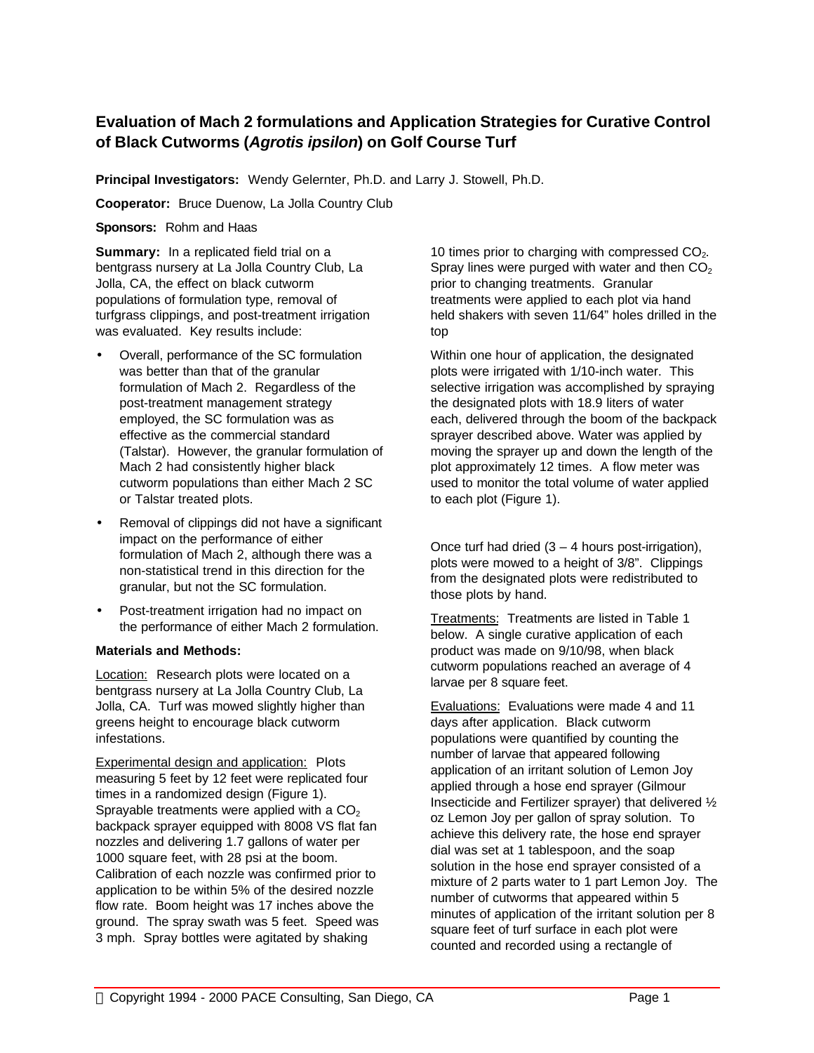# Evaluation of Mach 2 formulations and Application Strategies for Curative Control of Black Cutworms (*Agrotis ipsilon*) on Golf Course Turf

**Principal Investigators:** Wendy Gelernter, Ph.D. and Larry J. Stowell, Ph.D.

**Cooperator:** Bruce Duenow, La Jolla Country Club

**Sponsors:** Rohm and Haas

**Summary:** In a replicated field trial on a bentgrass nursery at La Jolla Country Club, La Jolla, CA, the effect on black cutworm populations of formulation type, removal of turfgrass clippings, and post-treatment irrigation was evaluated. Key results include:

- Overall, performance of the SC formulation was better than that of the granular formulation of Mach 2. Regardless of the post-treatment management strategy employed, the SC formulation was as effective as the commercial standard (Talstar). However, the granular formulation of Mach 2 had consistently higher black cutworm populations than either Mach 2 SC or Talstar treated plots.
- Removal of clippings did not have a significant impact on the performance of either formulation of Mach 2, although there was a non-statistical trend in this direction for the granular, but not the SC formulation.
- Post-treatment irrigation had no impact on the performance of either Mach 2 formulation.

**Materials and Methods:**

Location: Research plots were located on a bentgrass nursery at La Jolla Country Club, La Jolla, CA. Turf was mowed slightly higher than greens height to encourage black cutworm infestations.

Experimental design and application: Plots measuring 5 feet by 12 feet were replicated four times in a randomized design (Figure 1). Sprayable treatments were applied with a $CO_2$ backpack sprayer equipped with 8008 VS flat fan nozzles and delivering 1.7 gallons of water per 1000 square feet, with 28 psi at the boom. Calibration of each nozzle was confirmed prior to application to be within 5% of the desired nozzle flow rate. Boom height was 17 inches above the ground. The spray swath was 5 feet. Speed was 3 mph. Spray bottles were agitated by shaking 10 times prior to charging with compressed $CO_2$. Spray lines were purged with water and then $CO_2$ prior to changing treatments. Granular treatments were applied to each plot via hand held shakers with seven 11/64" holes drilled in the top

Within one hour of application, the designated plots were irrigated with 1/10-inch water. This selective irrigation was accomplished by spraying the designated plots with 18.9 liters of water each, delivered through the boom of the backpack sprayer described above. Water was applied by moving the sprayer up and down the length of the plot approximately 12 times. A flow meter was used to monitor the total volume of water applied to each plot (Figure 1).

Once turf had dried (3 – 4 hours post-irrigation), plots were mowed to a height of 3/8". Clippings from the designated plots were redistributed to those plots by hand.

Treatments: Treatments are listed in Table 1 below. A single curative application of each product was made on 9/10/98, when black cutworm populations reached an average of 4 larvae per 8 square feet.

Evaluations: Evaluations were made 4 and 11 days after application. Black cutworm populations were quantified by counting the number of larvae that appeared following application of an irritant solution of Lemon Joy applied through a hose end sprayer (Gilmour Insecticide and Fertilizer sprayer) that delivered ½ oz Lemon Joy per gallon of spray solution. To achieve this delivery rate, the hose end sprayer dial was set at 1 tablespoon, and the soap solution in the hose end sprayer consisted of a mixture of 2 parts water to 1 part Lemon Joy. The number of cutworms that appeared within 5 minutes of application of the irritant solution per 8 square feet of turf surface in each plot were counted and recorded using a rectangle of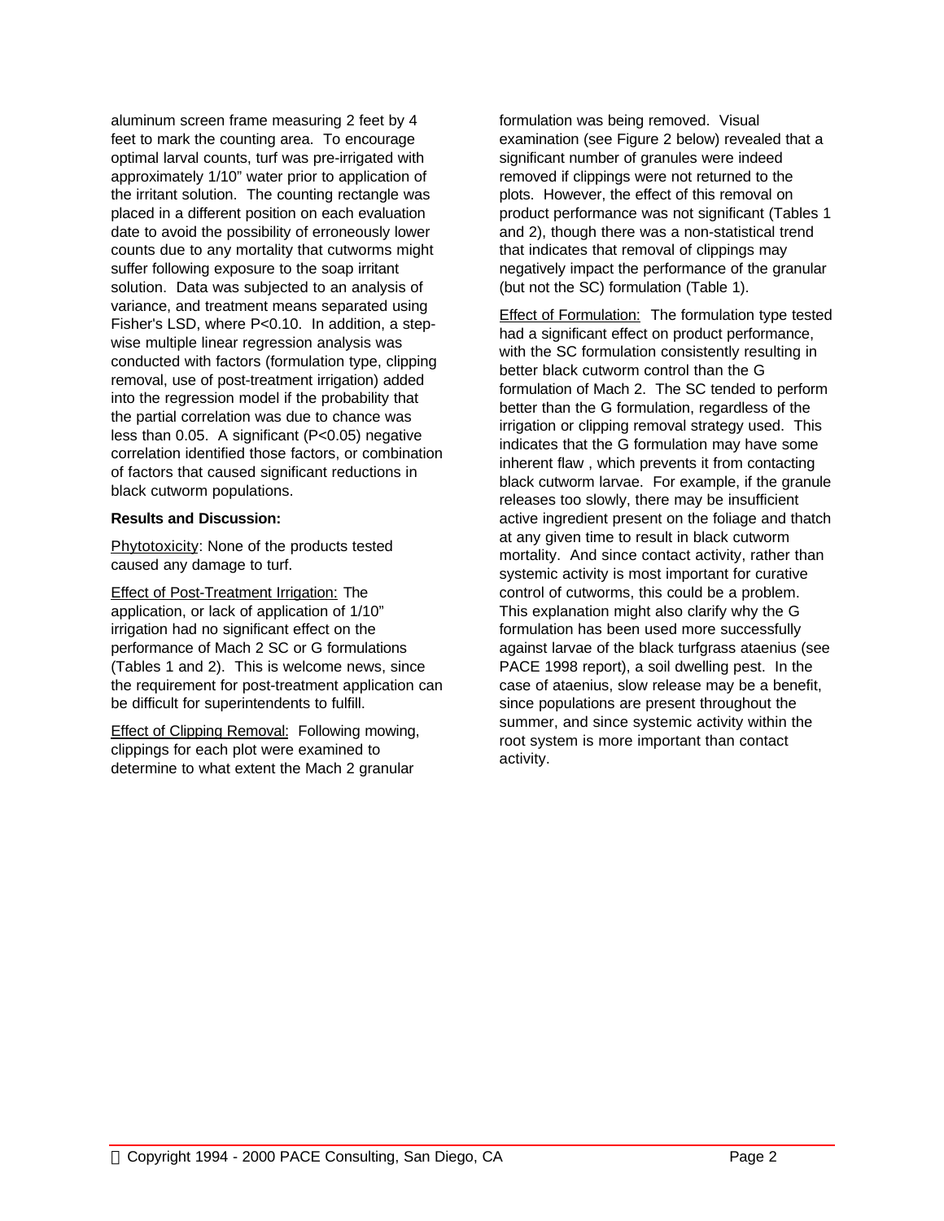aluminum screen frame measuring 2 feet by 4 feet to mark the counting area. To encourage optimal larval counts, turf was pre-irrigated with approximately 1/10" water prior to application of the irritant solution. The counting rectangle was placed in a different position on each evaluation date to avoid the possibility of erroneously lower counts due to any mortality that cutworms might suffer following exposure to the soap irritant solution. Data was subjected to an analysis of variance, and treatment means separated using Fisher's LSD, where $P<0.10$. In addition, a step-wise multiple linear regression analysis was conducted with factors (formulation type, clipping removal, use of post-treatment irrigation) added into the regression model if the probability that the partial correlation was due to chance was less than 0.05. A significant ($P<0.05$) negative correlation identified those factors, or combination of factors that caused significant reductions in black cutworm populations.

**Results and Discussion:**

Phytotoxicity: None of the products tested caused any damage to turf.

Effect of Post-Treatment Irrigation: The application, or lack of application of 1/10" irrigation had no significant effect on the performance of Mach 2 SC or G formulations (Tables 1 and 2). This is welcome news, since the requirement for post-treatment application can be difficult for superintendents to fulfill.

Effect of Clipping Removal: Following mowing, clippings for each plot were examined to determine to what extent the Mach 2 granular formulation was being removed. Visual examination (see Figure 2 below) revealed that a significant number of granules were indeed removed if clippings were not returned to the plots. However, the effect of this removal on product performance was not significant (Tables 1 and 2), though there was a non-statistical trend that indicates that removal of clippings may negatively impact the performance of the granular (but not the SC) formulation (Table 1).

Effect of Formulation: The formulation type tested had a significant effect on product performance, with the SC formulation consistently resulting in better black cutworm control than the G formulation of Mach 2. The SC tended to perform better than the G formulation, regardless of the irrigation or clipping removal strategy used. This indicates that the G formulation may have some inherent flaw , which prevents it from contacting black cutworm larvae. For example, if the granule releases too slowly, there may be insufficient active ingredient present on the foliage and thatch at any given time to result in black cutworm mortality. And since contact activity, rather than systemic activity is most important for curative control of cutworms, this could be a problem. This explanation might also clarify why the G formulation has been used more successfully against larvae of the black turfgrass ataenius (see PACE 1998 report), a soil dwelling pest. In the case of ataenius, slow release may be a benefit, since populations are present throughout the summer, and since systemic activity within the root system is more important than contact activity.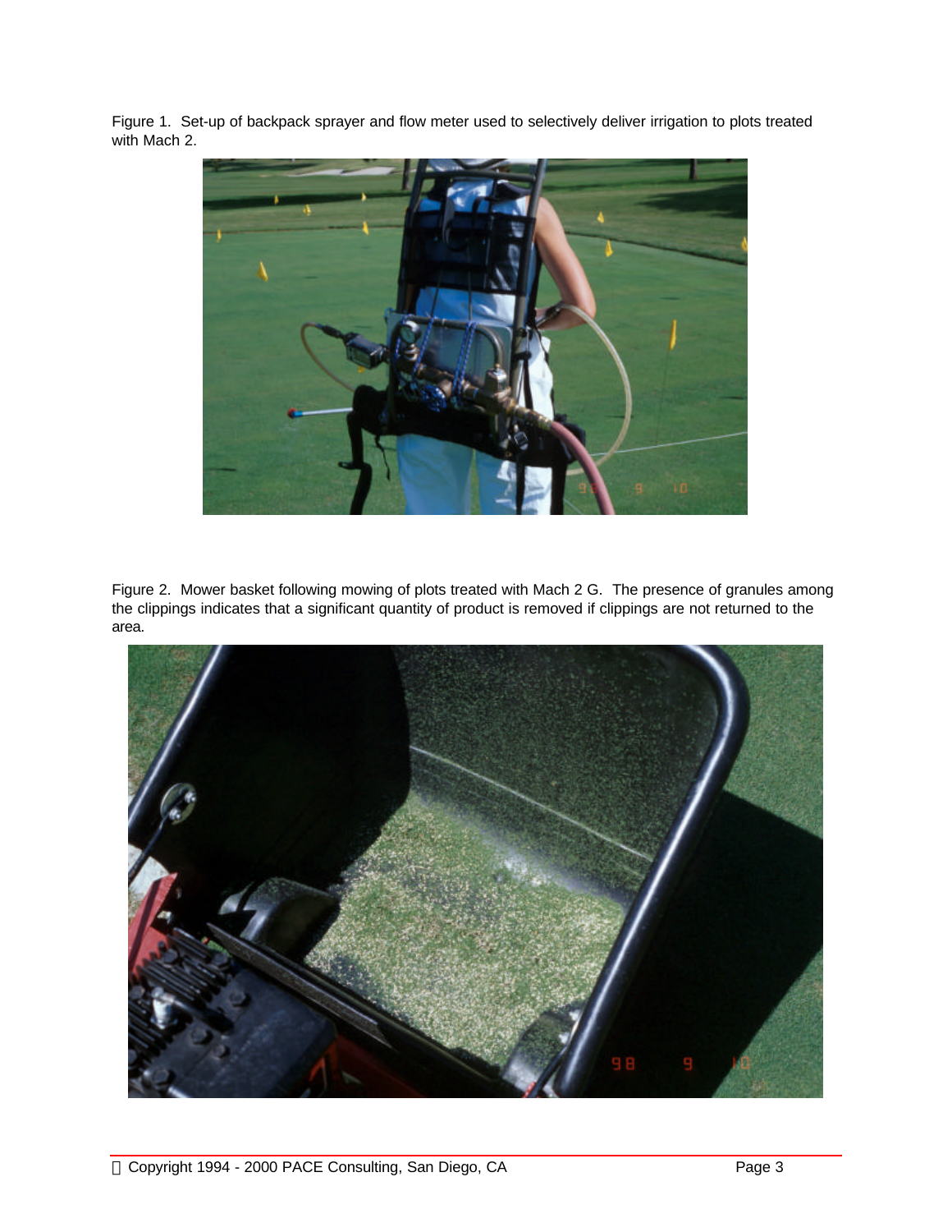Figure 1. Set-up of backpack sprayer and flow meter used to selectively deliver irrigation to plots treated with Mach 2.

Figure 2. Mower basket following mowing of plots treated with Mach 2 G. The presence of granules among the clippings indicates that a significant quantity of product is removed if clippings are not returned to the area.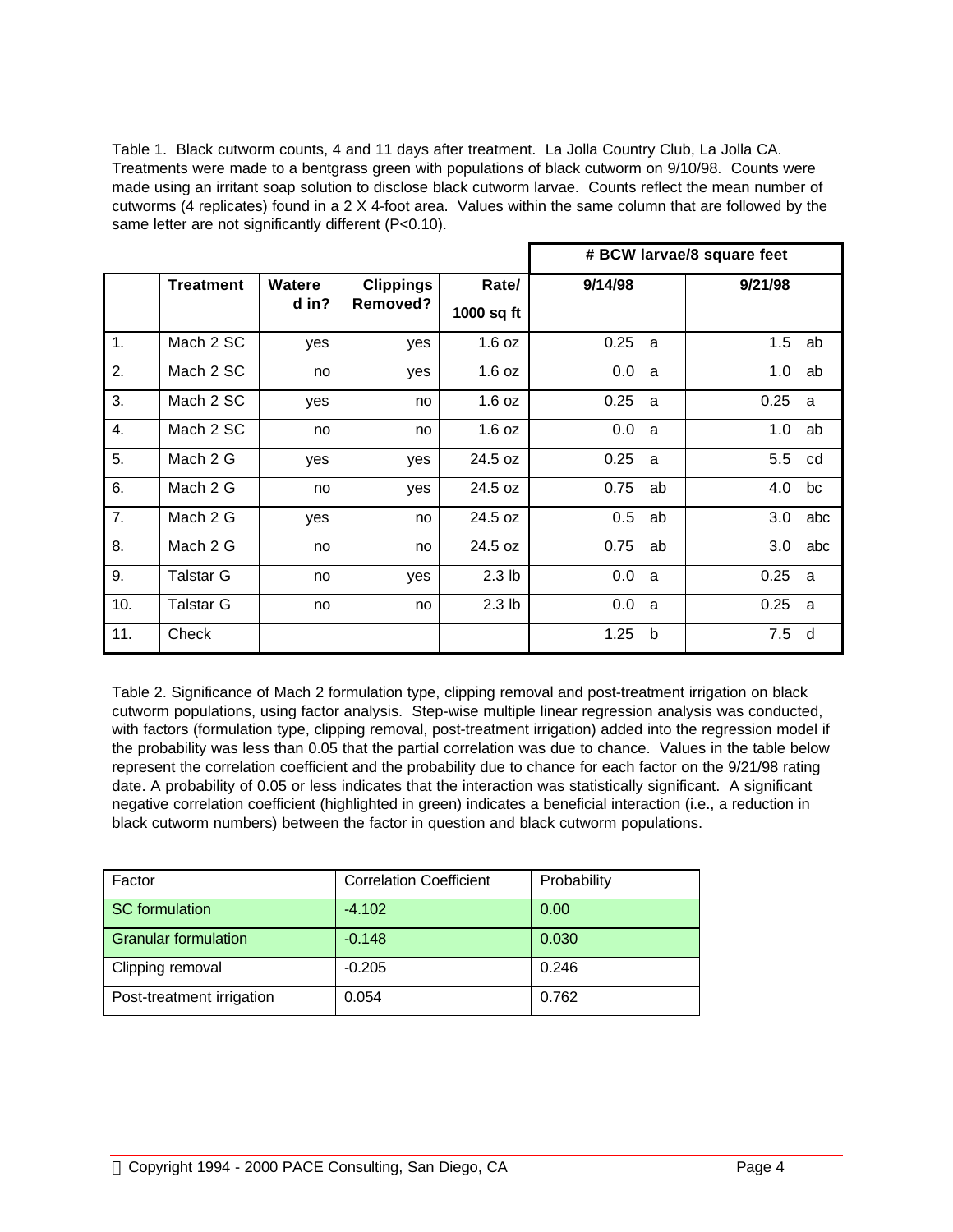Table 1. Black cutworm counts, 4 and 11 days after treatment. La Jolla Country Club, La Jolla CA. Treatments were made to a bentgrass green with populations of black cutworm on 9/10/98. Counts were made using an irritant soap solution to disclose black cutworm larvae. Counts reflect the mean number of cutworms (4 replicates) found in a 2 X 4-foot area. Values within the same column that are followed by the same letter are not significantly different (P<0.10).

| | Treatment | Watered in? | Clippings Removed? | Rate/ 1000 sq ft | # BCW larvae/8 square feet | |
|---|---|---|---|---|---|---|
| | | | | | 9/14/98 | 9/21/98 |
| 1. | Mach 2 SC | yes | yes | 1.6 oz | 0.25 a | 1.5 ab |
| 2. | Mach 2 SC | no | yes | 1.6 oz | 0.0 a | 1.0 ab |
| 3. | Mach 2 SC | yes | no | 1.6 oz | 0.25 a | 0.25 a |
| 4. | Mach 2 SC | no | no | 1.6 oz | 0.0 a | 1.0 ab |
| 5. | Mach 2 G | yes | yes | 24.5 oz | 0.25 a | 5.5 cd |
| 6. | Mach 2 G | no | yes | 24.5 oz | 0.75 ab | 4.0 bc |
| 7. | Mach 2 G | yes | no | 24.5 oz | 0.5 ab | 3.0 abc |
| 8. | Mach 2 G | no | no | 24.5 oz | 0.75 ab | 3.0 abc |
| 9. | Talstar G | no | yes | 2.3 lb | 0.0 a | 0.25 a |
| 10. | Talstar G | no | no | 2.3 lb | 0.0 a | 0.25 a |
| 11. | Check | | | | 1.25 b | 7.5 d |

Table 2. Significance of Mach 2 formulation type, clipping removal and post-treatment irrigation on black cutworm populations, using factor analysis. Step-wise multiple linear regression analysis was conducted, with factors (formulation type, clipping removal, post-treatment irrigation) added into the regression model if the probability was less than 0.05 that the partial correlation was due to chance. Values in the table below represent the correlation coefficient and the probability due to chance for each factor on the 9/21/98 rating date. A probability of 0.05 or less indicates that the interaction was statistically significant. A significant negative correlation coefficient (highlighted in green) indicates a beneficial interaction (i.e., a reduction in black cutworm numbers) between the factor in question and black cutworm populations.

| Factor | Correlation Coefficient | Probability |
|---|---|---|
| SC formulation | -4.102 | 0.00 |
| Granular formulation | -0.148 | 0.030 |
| Clipping removal | -0.205 | 0.246 |
| Post-treatment irrigation | 0.054 | 0.762 |

© Copyright 1994 - 2000 PACE Consulting, San Diego, CA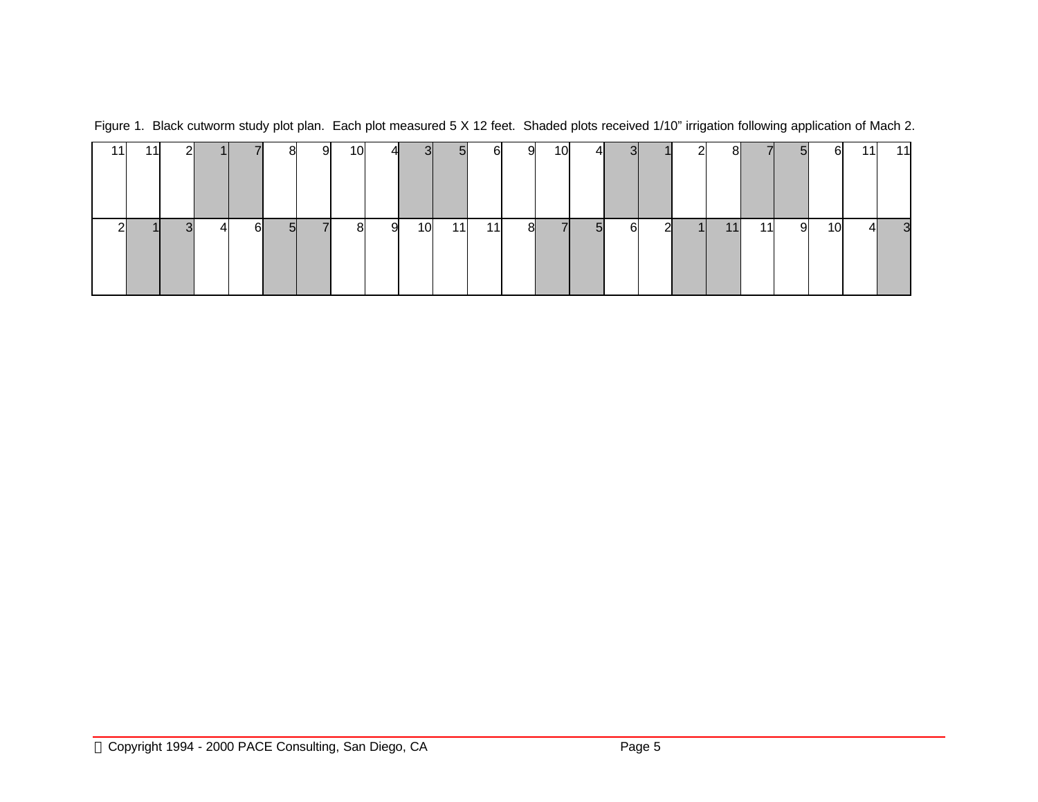Figure 1. Black cutworm study plot plan. Each plot measured 5 X 12 feet. Shaded plots received 1/10" irrigation following application of Mach 2.

| | | | | | | | | | | | | | | | | | | | | | | | |
|---|---|---|---|---|---|---|---|---|---|---|---|---|---|---|---|---|---|---|---|---|---|---|---|
| 11 | 11 | 2 | 1 | 7 | 8 | 9 | 10 | 4 | 3 | 5 | 6 | 9 | 10 | 4 | 3 | 1 | 2 | 8 | 7 | 5 | 6 | 11 | 11 |
| 2 | 1 | 3 | 4 | 6 | 5 | 7 | 8 | 9 | 10 | 11 | 11 | 8 | 7 | 5 | 6 | 2 | 1 | 11 | 11 | 9 | 10 | 4 | 3 |

 Copyright 1994 - 2000 PACE Consulting, San Diego, CA